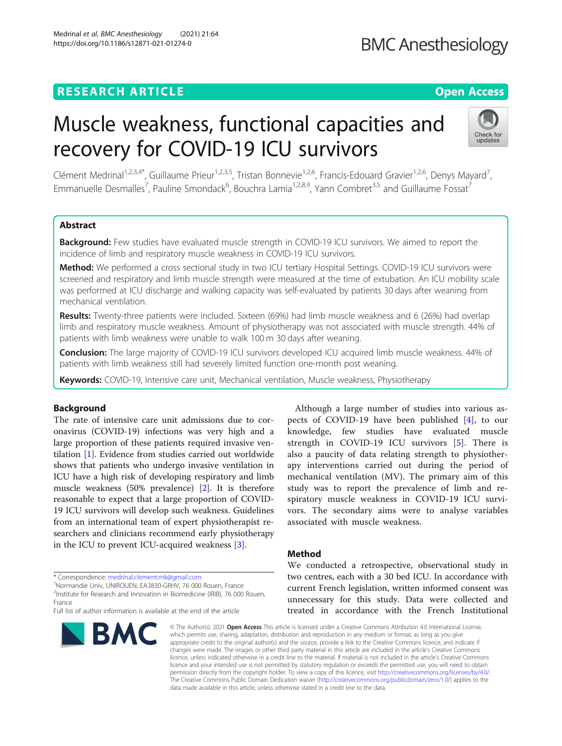RESEARCH ARTICLE

Open Access

# Muscle weakness, functional capacities and recovery for COVID-19 ICU survivors

Clément Medrinal[1,2,3,4*], Guillaume Prieur[1,2,3,5], Tristan Bonnevie[1,2,6], Francis-Edouard Gravier[1,2,6], Denys Mayard[7], Emmanuelle Desmalles[7], Pauline Smondack[6], Bouchra Lamia[1,2,8,9], Yann Combret[3,5] and Guillaume Fossat[7]

## Abstract

**Background:** Few studies have evaluated muscle strength in COVID-19 ICU survivors. We aimed to report the incidence of limb and respiratory muscle weakness in COVID-19 ICU survivors.

**Method:** We performed a cross sectional study in two ICU tertiary Hospital Settings. COVID-19 ICU survivors were screened and respiratory and limb muscle strength were measured at the time of extubation. An ICU mobility scale was performed at ICU discharge and walking capacity was self-evaluated by patients 30 days after weaning from mechanical ventilation.

**Results:** Twenty-three patients were included. Sixteen (69%) had limb muscle weakness and 6 (26%) had overlap limb and respiratory muscle weakness. Amount of physiotherapy was not associated with muscle strength. 44% of patients with limb weakness were unable to walk 100 m 30 days after weaning.

**Conclusion:** The large majority of COVID-19 ICU survivors developed ICU acquired limb muscle weakness. 44% of patients with limb weakness still had severely limited function one-month post weaning.

**Keywords:** COVID-19, Intensive care unit, Mechanical ventilation, Muscle weakness, Physiotherapy

## Background

The rate of intensive care unit admissions due to coronavirus (COVID-19) infections was very high and a large proportion of these patients required invasive ventilation [1]. Evidence from studies carried out worldwide shows that patients who undergo invasive ventilation in ICU have a high risk of developing respiratory and limb muscle weakness (50% prevalence) [2]. It is therefore reasonable to expect that a large proportion of COVID-19 ICU survivors will develop such weakness. Guidelines from an international team of expert physiotherapist researchers and clinicians recommend early physiotherapy in the ICU to prevent ICU-acquired weakness [3].

Although a large number of studies into various aspects of COVID-19 have been published [4], to our knowledge, few studies have evaluated muscle strength in COVID-19 ICU survivors [5]. There is also a paucity of data relating strength to physiotherapy interventions carried out during the period of mechanical ventilation (MV). The primary aim of this study was to report the prevalence of limb and respiratory muscle weakness in COVID-19 ICU survivors. The secondary aims were to analyse variables associated with muscle weakness.

## Method

We conducted a retrospective, observational study in two centres, each with a 30 bed ICU. In accordance with current French legislation, written informed consent was unnecessary for this study. Data were collected and treated in accordance with the French Institutional

* Correspondence: medrinal.clement.mk@gmail.com
[1]Normandie Univ, UNIROUEN, EA3830-GRHV, 76 000 Rouen, France
[2]Institute for Research and Innovation in Biomedicine (IRIB), 76 000 Rouen, France
Full list of author information is available at the end of the article

© The Author(s). 2021 **Open Access** This article is licensed under a Creative Commons Attribution 4.0 International License, which permits use, sharing, adaptation, distribution and reproduction in any medium or format, as long as you give appropriate credit to the original author(s) and the source, provide a link to the Creative Commons licence, and indicate if changes were made. The images or other third party material in this article are included in the article's Creative Commons licence, unless indicated otherwise in a credit line to the material. If material is not included in the article's Creative Commons licence and your intended use is not permitted by statutory regulation or exceeds the permitted use, you will need to obtain permission directly from the copyright holder. To view a copy of this licence, visit http://creativecommons.org/licenses/by/4.0/. The Creative Commons Public Domain Dedication waiver (http://creativecommons.org/publicdomain/zero/1.0/) applies to the data made available in this article, unless otherwise stated in a credit line to the data.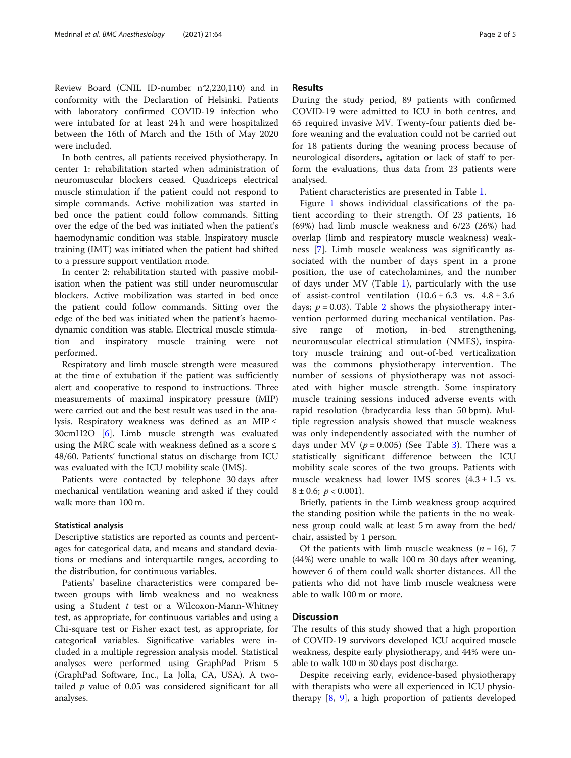Review Board (CNIL ID-number n°2,220,110) and in conformity with the Declaration of Helsinki. Patients with laboratory confirmed COVID-19 infection who were intubated for at least 24 h and were hospitalized between the 16th of March and the 15th of May 2020 were included.

In both centres, all patients received physiotherapy. In center 1: rehabilitation started when administration of neuromuscular blockers ceased. Quadriceps electrical muscle stimulation if the patient could not respond to simple commands. Active mobilization was started in bed once the patient could follow commands. Sitting over the edge of the bed was initiated when the patient's haemodynamic condition was stable. Inspiratory muscle training (IMT) was initiated when the patient had shifted to a pressure support ventilation mode.

In center 2: rehabilitation started with passive mobilisation when the patient was still under neuromuscular blockers. Active mobilization was started in bed once the patient could follow commands. Sitting over the edge of the bed was initiated when the patient's haemodynamic condition was stable. Electrical muscle stimulation and inspiratory muscle training were not performed.

Respiratory and limb muscle strength were measured at the time of extubation if the patient was sufficiently alert and cooperative to respond to instructions. Three measurements of maximal inspiratory pressure (MIP) were carried out and the best result was used in the analysis. Respiratory weakness was defined as an MIP ≤ 30cmH2O [6]. Limb muscle strength was evaluated using the MRC scale with weakness defined as a score ≤ 48/60. Patients' functional status on discharge from ICU was evaluated with the ICU mobility scale (IMS).

Patients were contacted by telephone 30 days after mechanical ventilation weaning and asked if they could walk more than 100 m.

### Statistical analysis

Descriptive statistics are reported as counts and percentages for categorical data, and means and standard deviations or medians and interquartile ranges, according to the distribution, for continuous variables.

Patients' baseline characteristics were compared between groups with limb weakness and no weakness using a Student *t* test or a Wilcoxon-Mann-Whitney test, as appropriate, for continuous variables and using a Chi-square test or Fisher exact test, as appropriate, for categorical variables. Significative variables were included in a multiple regression analysis model. Statistical analyses were performed using GraphPad Prism 5 (GraphPad Software, Inc., La Jolla, CA, USA). A two-tailed $p$ value of 0.05 was considered significant for all analyses.

## Results

During the study period, 89 patients with confirmed COVID-19 were admitted to ICU in both centres, and 65 required invasive MV. Twenty-four patients died before weaning and the evaluation could not be carried out for 18 patients during the weaning process because of neurological disorders, agitation or lack of staff to perform the evaluations, thus data from 23 patients were analysed.

Patient characteristics are presented in Table 1.

Figure 1 shows individual classifications of the patient according to their strength. Of 23 patients, 16 (69%) had limb muscle weakness and 6/23 (26%) had overlap (limb and respiratory muscle weakness) weakness [7]. Limb muscle weakness was significantly associated with the number of days spent in a prone position, the use of catecholamines, and the number of days under MV (Table 1), particularly with the use of assist-control ventilation ($10.6 \pm 6.3$ vs. $4.8 \pm 3.6$ days; $p = 0.03$). Table 2 shows the physiotherapy intervention performed during mechanical ventilation. Passive range of motion, in-bed strengthening, neuromuscular electrical stimulation (NMES), inspiratory muscle training and out-of-bed verticalization was the commons physiotherapy intervention. The number of sessions of physiotherapy was not associated with higher muscle strength. Some inspiratory muscle training sessions induced adverse events with rapid resolution (bradycardia less than 50 bpm). Multiple regression analysis showed that muscle weakness was only independently associated with the number of days under MV ($p = 0.005$) (See Table 3). There was a statistically significant difference between the ICU mobility scale scores of the two groups. Patients with muscle weakness had lower IMS scores ($4.3 \pm 1.5$ vs. $8 \pm 0.6$; $p < 0.001$).

Briefly, patients in the Limb weakness group acquired the standing position while the patients in the no weakness group could walk at least 5 m away from the bed/chair, assisted by 1 person.

Of the patients with limb muscle weakness ($n = 16$), 7 (44%) were unable to walk 100 m 30 days after weaning, however 6 of them could walk shorter distances. All the patients who did not have limb muscle weakness were able to walk 100 m or more.

## Discussion

The results of this study showed that a high proportion of COVID-19 survivors developed ICU acquired muscle weakness, despite early physiotherapy, and 44% were unable to walk 100 m 30 days post discharge.

Despite receiving early, evidence-based physiotherapy with therapists who were all experienced in ICU physiotherapy [8, 9], a high proportion of patients developed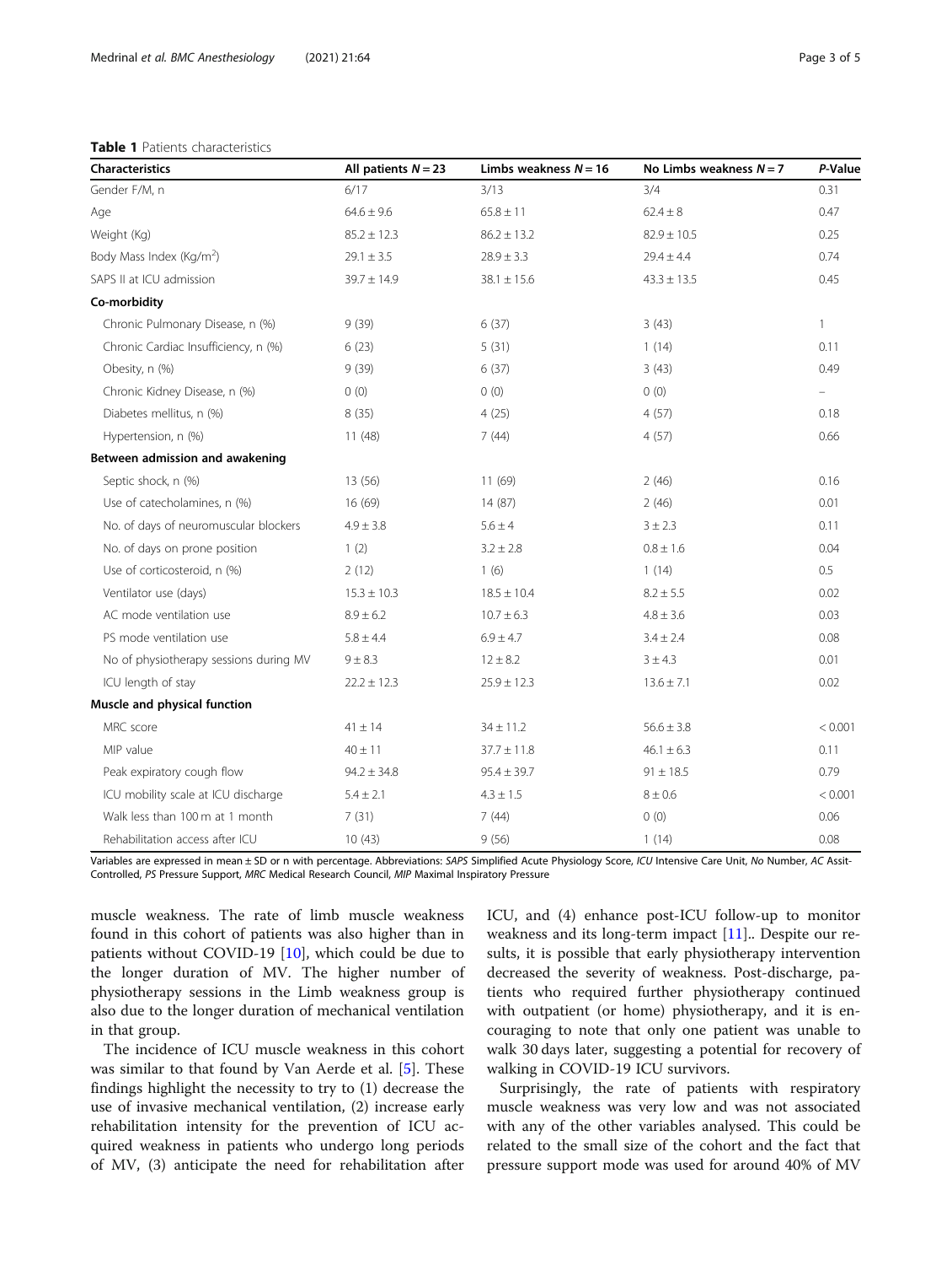**Table 1** Patients characteristics

| Characteristics | All patients $N = 23$ | Limbs weakness $N = 16$ | No Limbs weakness $N = 7$ | *P*-Value |
|---|---|---|---|---|
| Gender F/M, n | 6/17 | 3/13 | 3/4 | 0.31 |
| Age | 64.6 ± 9.6 | 65.8 ± 11 | 62.4 ± 8 | 0.47 |
| Weight (Kg) | 85.2 ± 12.3 | 86.2 ± 13.2 | 82.9 ± 10.5 | 0.25 |
| Body Mass Index (Kg/m$^2$) | 29.1 ± 3.5 | 28.9 ± 3.3 | 29.4 ± 4.4 | 0.74 |
| SAPS II at ICU admission | 39.7 ± 14.9 | 38.1 ± 15.6 | 43.3 ± 13.5 | 0.45 |
| **Co-morbidity** | | | | |
| Chronic Pulmonary Disease, n (%) | 9 (39) | 6 (37) | 3 (43) | 1 |
| Chronic Cardiac Insufficiency, n (%) | 6 (23) | 5 (31) | 1 (14) | 0.11 |
| Obesity, n (%) | 9 (39) | 6 (37) | 3 (43) | 0.49 |
| Chronic Kidney Disease, n (%) | 0 (0) | 0 (0) | 0 (0) | – |
| Diabetes mellitus, n (%) | 8 (35) | 4 (25) | 4 (57) | 0.18 |
| Hypertension, n (%) | 11 (48) | 7 (44) | 4 (57) | 0.66 |
| **Between admission and awakening** | | | | |
| Septic shock, n (%) | 13 (56) | 11 (69) | 2 (46) | 0.16 |
| Use of catecholamines, n (%) | 16 (69) | 14 (87) | 2 (46) | 0.01 |
| No. of days of neuromuscular blockers | 4.9 ± 3.8 | 5.6 ± 4 | 3 ± 2.3 | 0.11 |
| No. of days on prone position | 1 (2) | 3.2 ± 2.8 | 0.8 ± 1.6 | 0.04 |
| Use of corticosteroid, n (%) | 2 (12) | 1 (6) | 1 (14) | 0.5 |
| Ventilator use (days) | 15.3 ± 10.3 | 18.5 ± 10.4 | 8.2 ± 5.5 | 0.02 |
| AC mode ventilation use | 8.9 ± 6.2 | 10.7 ± 6.3 | 4.8 ± 3.6 | 0.03 |
| PS mode ventilation use | 5.8 ± 4.4 | 6.9 ± 4.7 | 3.4 ± 2.4 | 0.08 |
| No of physiotherapy sessions during MV | 9 ± 8.3 | 12 ± 8.2 | 3 ± 4.3 | 0.01 |
| ICU length of stay | 22.2 ± 12.3 | 25.9 ± 12.3 | 13.6 ± 7.1 | 0.02 |
| **Muscle and physical function** | | | | |
| MRC score | 41 ± 14 | 34 ± 11.2 | 56.6 ± 3.8 | < 0.001 |
| MIP value | 40 ± 11 | 37.7 ± 11.8 | 46.1 ± 6.3 | 0.11 |
| Peak expiratory cough flow | 94.2 ± 34.8 | 95.4 ± 39.7 | 91 ± 18.5 | 0.79 |
| ICU mobility scale at ICU discharge | 5.4 ± 2.1 | 4.3 ± 1.5 | 8 ± 0.6 | < 0.001 |
| Walk less than 100 m at 1 month | 7 (31) | 7 (44) | 0 (0) | 0.06 |
| Rehabilitation access after ICU | 10 (43) | 9 (56) | 1 (14) | 0.08 |

Variables are expressed in mean ± SD or n with percentage. Abbreviations: *SAPS* Simplified Acute Physiology Score, *ICU* Intensive Care Unit, *No* Number, *AC* Assit-Controlled, *PS* Pressure Support, *MRC* Medical Research Council, *MIP* Maximal Inspiratory Pressure

muscle weakness. The rate of limb muscle weakness found in this cohort of patients was also higher than in patients without COVID-19 [10], which could be due to the longer duration of MV. The higher number of physiotherapy sessions in the Limb weakness group is also due to the longer duration of mechanical ventilation in that group.

The incidence of ICU muscle weakness in this cohort was similar to that found by Van Aerde et al. [5]. These findings highlight the necessity to try to (1) decrease the use of invasive mechanical ventilation, (2) increase early rehabilitation intensity for the prevention of ICU acquired weakness in patients who undergo long periods of MV, (3) anticipate the need for rehabilitation after ICU, and (4) enhance post-ICU follow-up to monitor weakness and its long-term impact [11].. Despite our results, it is possible that early physiotherapy intervention decreased the severity of weakness. Post-discharge, patients who required further physiotherapy continued with outpatient (or home) physiotherapy, and it is encouraging to note that only one patient was unable to walk 30 days later, suggesting a potential for recovery of walking in COVID-19 ICU survivors.

Surprisingly, the rate of patients with respiratory muscle weakness was very low and was not associated with any of the other variables analysed. This could be related to the small size of the cohort and the fact that pressure support mode was used for around 40% of MV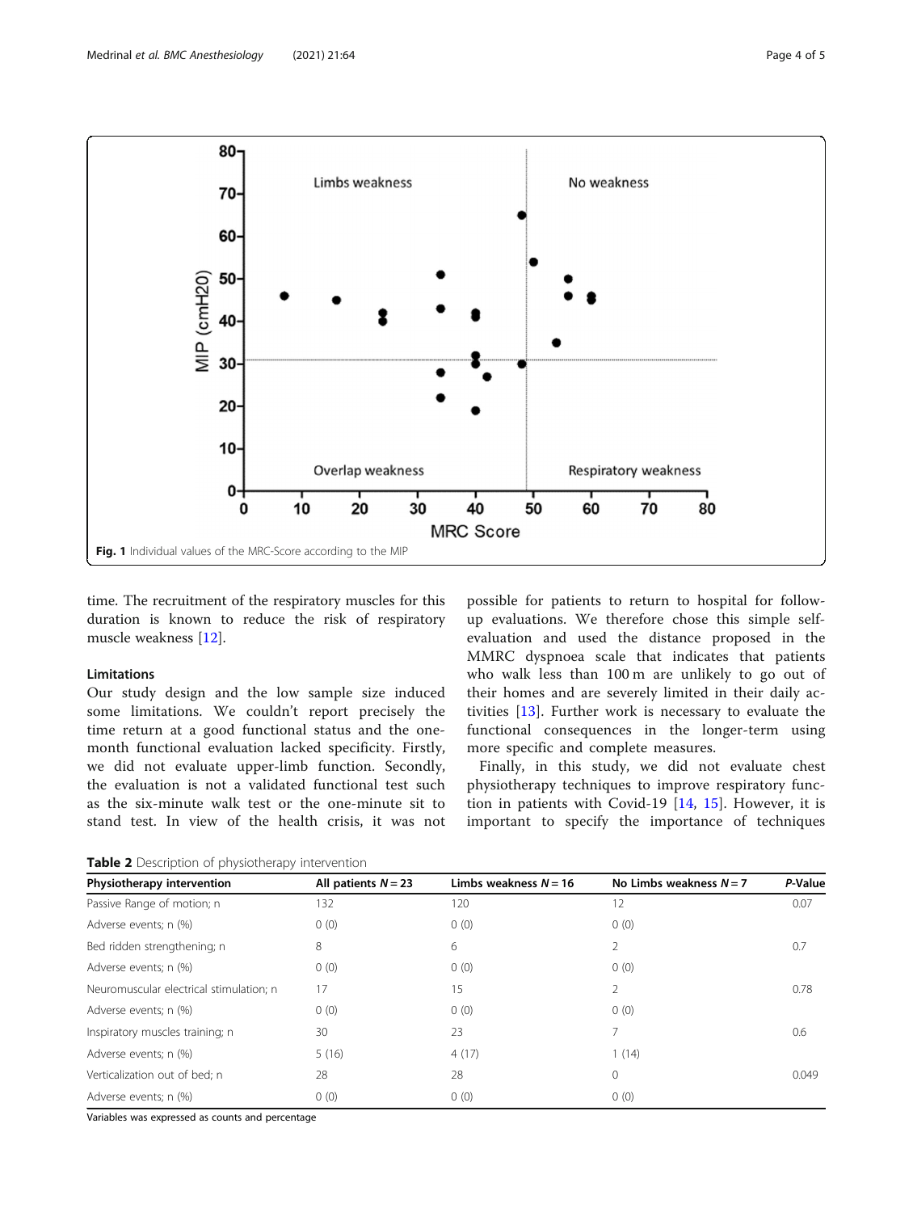Fig. 1 Individual values of the MRC-Score according to the MIP

time. The recruitment of the respiratory muscles for this duration is known to reduce the risk of respiratory muscle weakness [12].

### Limitations

Our study design and the low sample size induced some limitations. We couldn't report precisely the time return at a good functional status and the one-month functional evaluation lacked specificity. Firstly, we did not evaluate upper-limb function. Secondly, the evaluation is not a validated functional test such as the six-minute walk test or the one-minute sit to stand test. In view of the health crisis, it was not possible for patients to return to hospital for follow-up evaluations. We therefore chose this simple self-evaluation and used the distance proposed in the MMRC dyspnoea scale that indicates that patients who walk less than 100 m are unlikely to go out of their homes and are severely limited in their daily activities [13]. Further work is necessary to evaluate the functional consequences in the longer-term using more specific and complete measures.

Finally, in this study, we did not evaluate chest physiotherapy techniques to improve respiratory function in patients with Covid-19 [14, 15]. However, it is important to specify the importance of techniques

**Table 2** Description of physiotherapy intervention

| Physiotherapy intervention | All patients $N = 23$ | Limbs weakness $N = 16$ | No Limbs weakness $N = 7$ | *P*-Value |
|---|---|---|---|---|
| Passive Range of motion; n | 132 | 120 | 12 | 0.07 |
| Adverse events; n (%) | 0 (0) | 0 (0) | 0 (0) | |
| Bed ridden strengthening; n | 8 | 6 | 2 | 0.7 |
| Adverse events; n (%) | 0 (0) | 0 (0) | 0 (0) | |
| Neuromuscular electrical stimulation; n | 17 | 15 | 2 | 0.78 |
| Adverse events; n (%) | 0 (0) | 0 (0) | 0 (0) | |
| Inspiratory muscles training; n | 30 | 23 | 7 | 0.6 |
| Adverse events; n (%) | 5 (16) | 4 (17) | 1 (14) | |
| Verticalization out of bed; n | 28 | 28 | 0 | 0.049 |
| Adverse events; n (%) | 0 (0) | 0 (0) | 0 (0) | |

Variables was expressed as counts and percentage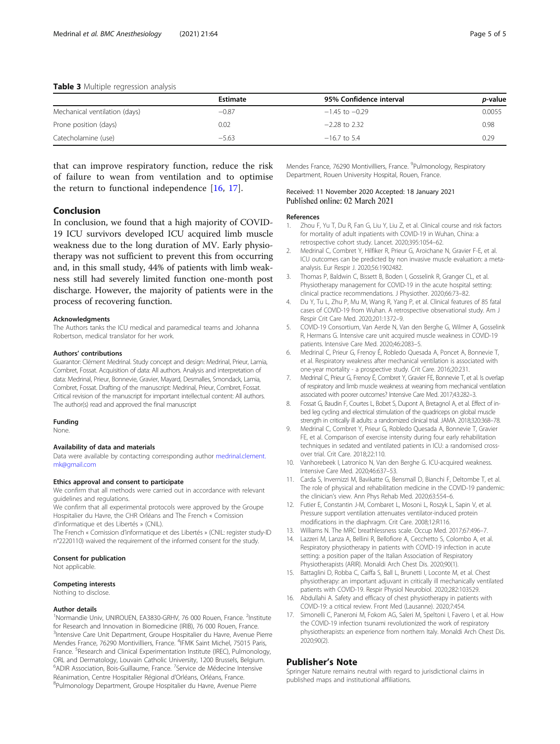**Table 3** Multiple regression analysis

| | Estimate | 95% Confidence interval | *p*-value |
|---|---|---|---|
| Mechanical ventilation (days) | −0.87 | −1.45 to −0.29 | 0.0055 |
| Prone position (days) | 0.02 | −2.28 to 2.32 | 0.98 |
| Catecholamine (use) | −5.63 | −16.7 to 5.4 | 0.29 |

that can improve respiratory function, reduce the risk of failure to wean from ventilation and to optimise the return to functional independence [16, 17].

## Conclusion

In conclusion, we found that a high majority of COVID-19 ICU survivors developed ICU acquired limb muscle weakness due to the long duration of MV. Early physiotherapy was not sufficient to prevent this from occurring and, in this small study, 44% of patients with limb weakness still had severely limited function one-month post discharge. However, the majority of patients were in the process of recovering function.

#### Acknowledgments

The Authors tanks the ICU medical and paramedical teams and Johanna Robertson, medical translator for her work.

#### Authors' contributions

Guarantor: Clément Medrinal. Study concept and design: Medrinal, Prieur, Lamia, Combret, Fossat. Acquisition of data: All authors. Analysis and interpretation of data: Medrinal, Prieur, Bonnevie, Gravier, Mayard, Desmalles, Smondack, Lamia, Combret, Fossat. Drafting of the manuscript: Medrinal, Prieur, Combret, Fossat. Critical revision of the manuscript for important intellectual content: All authors. The author(s) read and approved the final manuscript

#### Funding

None.

#### Availability of data and materials

Data were available by contacting corresponding author medrinal.clement.mk@gmail.com

#### Ethics approval and consent to participate

We confirm that all methods were carried out in accordance with relevant guidelines and regulations.

We confirm that all experimental protocols were approved by the Groupe Hospitalier du Havre, the CHR Orléans and The French « Comission d'informatique et des Libertés » (CNIL).

The French « Comission d'informatique et des Libertés » (CNIL: register study-ID n°2220110) waived the requirement of the informed consent for the study.

#### Consent for publication

Not applicable.

#### Competing interests

Nothing to disclose.

#### Author details

[1]Normandie Univ, UNIROUEN, EA3830-GRHV, 76 000 Rouen, France. [2]Institute for Research and Innovation in Biomedicine (IRIB), 76 000 Rouen, France. [3]Intensive Care Unit Department, Groupe Hospitalier du Havre, Avenue Pierre Mendes France, 76290 Montivilliers, France. [4]IFMK Saint Michel, 75015 Paris, France. [5]Research and Clinical Experimentation Institute (IREC), Pulmonology, ORL and Dermatology, Louvain Catholic University, 1200 Brussels, Belgium. [6]ADIR Association, Bois-Guillaume, France. [7]Service de Médecine Intensive Réanimation, Centre Hospitalier Régional d'Orléans, Orléans, France. [8]Pulmonology Department, Groupe Hospitalier du Havre, Avenue Pierre Mendes France, 76290 Montivilliers, France. [9]Pulmonology, Respiratory Department, Rouen University Hospital, Rouen, France.

Received: 11 November 2020 Accepted: 18 January 2021
Published online: 02 March 2021

#### References

1. Zhou F, Yu T, Du R, Fan G, Liu Y, Liu Z, et al. Clinical course and risk factors for mortality of adult inpatients with COVID-19 in Wuhan, China: a retrospective cohort study. Lancet. 2020;395:1054–62.
2. Medrinal C, Combret Y, Hilfiker R, Prieur G, Aroichane N, Gravier F-E, et al. ICU outcomes can be predicted by non invasive muscle evaluation: a meta-analysis. Eur Respir J. 2020;56:1902482.
3. Thomas P, Baldwin C, Bissett B, Boden I, Gosselink R, Granger CL, et al. Physiotherapy management for COVID-19 in the acute hospital setting: clinical practice recommendations. J Physiother. 2020;66:73–82.
4. Du Y, Tu L, Zhu P, Mu M, Wang R, Yang P, et al. Clinical features of 85 fatal cases of COVID-19 from Wuhan. A retrospective observational study. Am J Respir Crit Care Med. 2020;201:1372–9.
5. COVID-19 Consortium, Van Aerde N, Van den Berghe G, Wilmer A, Gosselink R, Hermans G. Intensive care unit acquired muscle weakness in COVID-19 patients. Intensive Care Med. 2020;46:2083–5.
6. Medrinal C, Prieur G, Frenoy É, Robledo Quesada A, Poncet A, Bonnevie T, et al. Respiratory weakness after mechanical ventilation is associated with one-year mortality - a prospective study. Crit Care. 2016;20:231.
7. Medrinal C, Prieur G, Frenoy É, Combret Y, Gravier FE, Bonnevie T, et al. Is overlap of respiratory and limb muscle weakness at weaning from mechanical ventilation associated with poorer outcomes? Intensive Care Med. 2017;43:282–3.
8. Fossat G, Baudin F, Courtes L, Bobet S, Dupont A, Bretagnol A, et al. Effect of in-bed leg cycling and electrical stimulation of the quadriceps on global muscle strength in critically ill adults: a randomized clinical trial. JAMA. 2018;320:368–78.
9. Medrinal C, Combret Y, Prieur G, Robledo Quesada A, Bonnevie T, Gravier FE, et al. Comparison of exercise intensity during four early rehabilitation techniques in sedated and ventilated patients in ICU: a randomised cross-over trial. Crit Care. 2018;22:110.
10. Vanhorebeek I, Latronico N, Van den Berghe G. ICU-acquired weakness. Intensive Care Med. 2020;46:637–53.
11. Carda S, Invernizzi M, Bavikatte G, Bensmail D, Bianchi F, Deltombe T, et al. The role of physical and rehabilitation medicine in the COVID-19 pandemic: the clinician's view. Ann Phys Rehab Med. 2020;63:554–6.
12. Futier E, Constantin J-M, Combaret L, Mosoni L, Roszyk L, Sapin V, et al. Pressure support ventilation attenuates ventilator-induced protein modifications in the diaphragm. Crit Care. 2008;12:R116.
13. Williams N. The MRC breathlessness scale. Occup Med. 2017;67:496–7.
14. Lazzeri M, Lanza A, Bellini R, Bellofiore A, Cecchetto S, Colombo A, et al. Respiratory physiotherapy in patients with COVID-19 infection in acute setting: a position paper of the Italian Association of Respiratory Physiotherapists (ARIR). Monaldi Arch Chest Dis. 2020;90(1).
15. Battaglini D, Robba C, Caiffa S, Ball L, Brunetti I, Loconte M, et al. Chest physiotherapy: an important adjuvant in critically ill mechanically ventilated patients with COVID-19. Respir Physiol Neurobiol. 2020;282:103529.
16. Abdullahi A. Safety and efficacy of chest physiotherapy in patients with COVID-19: a critical review. Front Med (Lausanne). 2020;7:454.
17. Simonelli C, Paneroni M, Fokom AG, Saleri M, Speltoni I, Favero I, et al. How the COVID-19 infection tsunami revolutionized the work of respiratory physiotherapists: an experience from northern Italy. Monaldi Arch Chest Dis. 2020;90(2).

## Publisher's Note

Springer Nature remains neutral with regard to jurisdictional claims in published maps and institutional affiliations.